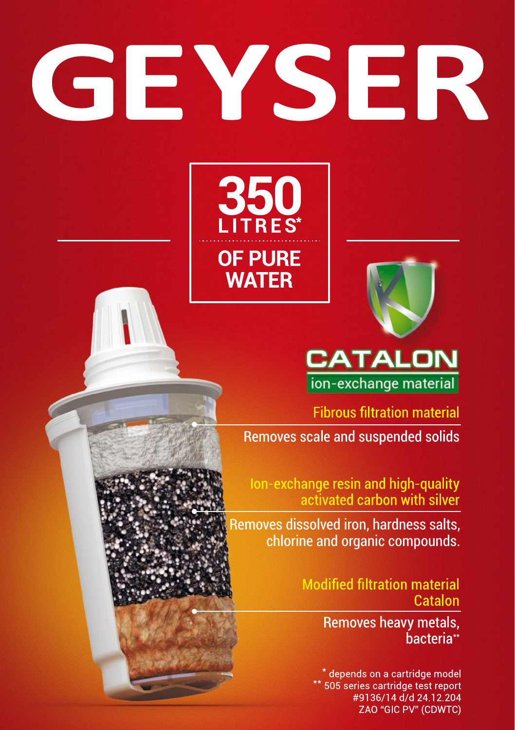# GEYSER

**350 LITRES*** **OF PURE WATER**

**CATALON**
ion-exchange material

**Fibrous filtration material**
Removes scale and suspended solids

**Ion-exchange resin and high-quality activated carbon with silver**
Removes dissolved iron, hardness salts, chlorine and organic compounds.

**Modified filtration material Catalon**
Removes heavy metals, bacteria**

\* depends on a cartridge model
\** 505 series cartridge test report #9136/14 d/d 24.12.204 ZAO "GIC PV" (CDWTC)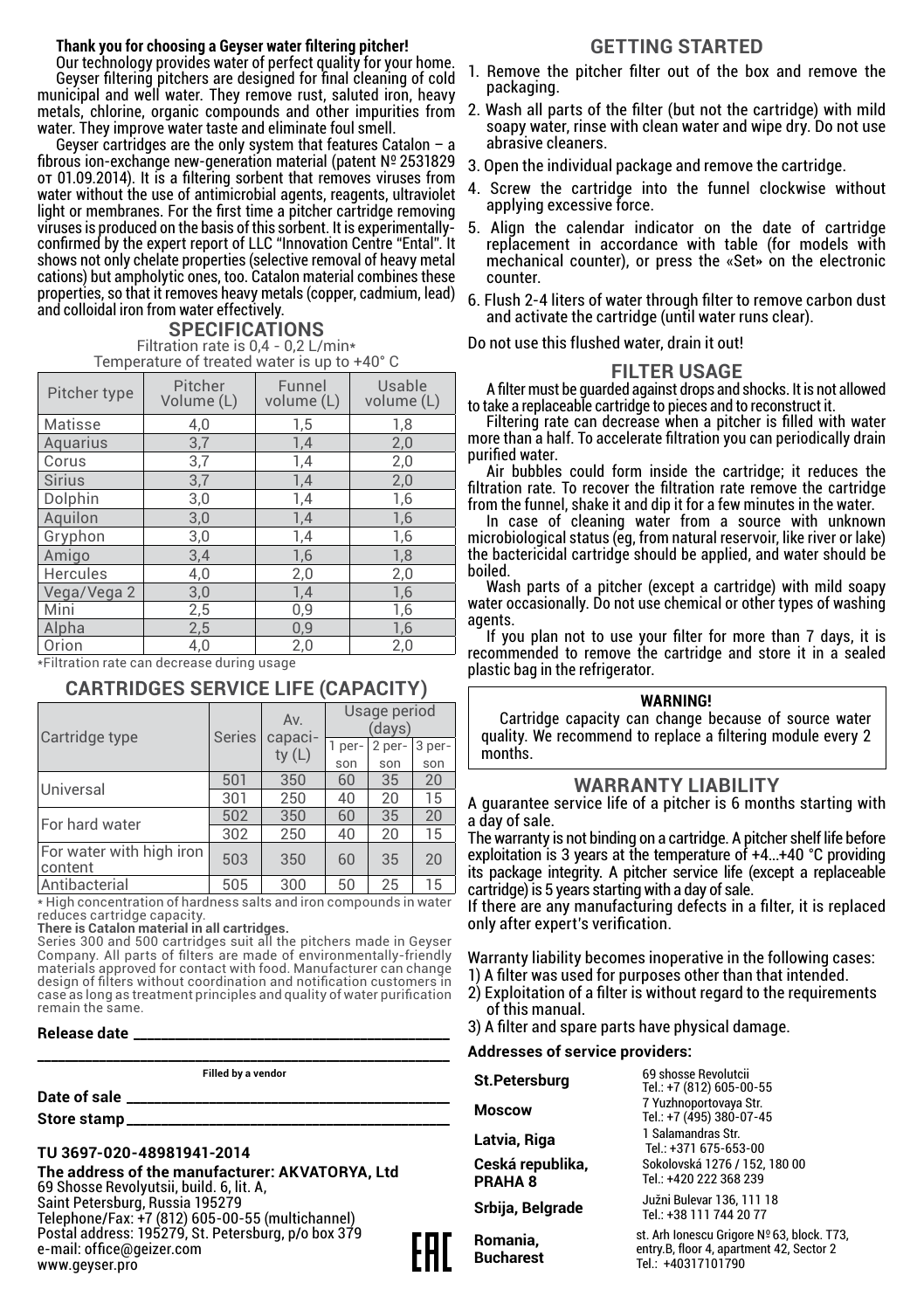**Thank you for choosing a Geyser water filtering pitcher!**

Our technology provides water of perfect quality for your home.

Geyser filtering pitchers are designed for final cleaning of cold municipal and well water. They remove rust, saluted iron, heavy metals, chlorine, organic compounds and other impurities from water. They improve water taste and eliminate foul smell.

Geyser cartridges are the only system that features Catalon – a fibrous ion-exchange new-generation material (patent № 2531829 от 01.09.2014). It is a filtering sorbent that removes viruses from water without the use of antimicrobial agents, reagents, ultraviolet light or membranes. For the first time a pitcher cartridge removing viruses is produced on the basis of this sorbent. It is experimentally-confirmed by the expert report of LLC "Innovation Centre "Ental". It shows not only chelate properties (selective removal of heavy metal cations) but ampholytic ones, too. Catalon material combines these properties, so that it removes heavy metals (copper, cadmium, lead) and colloidal iron from water effectively.

## SPECIFICATIONS

Filtration rate is 0,4 - 0,2 L/min*
Temperature of treated water is up to +40° C

| Pitcher type | Pitcher Volume (L) | Funnel volume (L) | Usable volume (L) |
|---|---|---|---|
| Matisse | 4,0 | 1,5 | 1,8 |
| Aquarius | 3,7 | 1,4 | 2,0 |
| Corus | 3,7 | 1,4 | 2,0 |
| Sirius | 3,7 | 1,4 | 2,0 |
| Dolphin | 3,0 | 1,4 | 1,6 |
| Aquilon | 3,0 | 1,4 | 1,6 |
| Gryphon | 3,0 | 1,4 | 1,6 |
| Amigo | 3,4 | 1,6 | 1,8 |
| Hercules | 4,0 | 2,0 | 2,0 |
| Vega/Vega 2 | 3,0 | 1,4 | 1,6 |
| Mini | 2,5 | 0,9 | 1,6 |
| Alpha | 2,5 | 0,9 | 1,6 |
| Orion | 4,0 | 2,0 | 2,0 |

*Filtration rate can decrease during usage

## CARTRIDGES SERVICE LIFE (CAPACITY)

| Cartridge type | Series | Av. capacity (L) | Usage period (days) | | |
|---|---|---|---|---|---|
| | | | 1 person | 2 person | 3 person |
| Universal | 501 | 350 | 60 | 35 | 20 |
| | 301 | 250 | 40 | 20 | 15 |
| For hard water | 502 | 350 | 60 | 35 | 20 |
| | 302 | 250 | 40 | 20 | 15 |
| For water with high iron content | 503 | 350 | 60 | 35 | 20 |
| Antibacterial | 505 | 300 | 50 | 25 | 15 |

* High concentration of hardness salts and iron compounds in water reduces cartridge capacity.

**There is Catalon material in all cartridges.**

Series 300 and 500 cartridges suit all the pitchers made in Geyser Company. All parts of filters are made of environmentally-friendly materials approved for contact with food. Manufacturer can change design of filters without coordination and notification customers in case as long as treatment principles and quality of water purification remain the same.

**Release date** ______________________________

______________________________
Filled by a vendor

**Date of sale** ______________________________

**Store stamp** ______________________________

**TU 3697-020-48981941-2014**

**The address of the manufacturer: AKVATORYA, Ltd**
69 Shosse Revolyutsii, build. 6, lit. A,
Saint Petersburg, Russia 195279
Telephone/Fax: +7 (812) 605-00-55 (multichannel)
Postal address: 195279, St. Petersburg, p/o box 379
e-mail: office@geizer.com
www.geyser.pro

EAC

## GETTING STARTED

1. Remove the pitcher filter out of the box and remove the packaging.
2. Wash all parts of the filter (but not the cartridge) with mild soapy water, rinse with clean water and wipe dry. Do not use abrasive cleaners.
3. Open the individual package and remove the cartridge.
4. Screw the cartridge into the funnel clockwise without applying excessive force.
5. Align the calendar indicator on the date of cartridge replacement in accordance with table (for models with mechanical counter), or press the «Set» on the electronic counter.
6. Flush 2-4 liters of water through filter to remove carbon dust and activate the cartridge (until water runs clear).

Do not use this flushed water, drain it out!

## FILTER USAGE

A filter must be guarded against drops and shocks. It is not allowed to take a replaceable cartridge to pieces and to reconstruct it.

Filtering rate can decrease when a pitcher is filled with water more than a half. To accelerate filtration you can periodically drain purified water.

Air bubbles could form inside the cartridge; it reduces the filtration rate. To recover the filtration rate remove the cartridge from the funnel, shake it and dip it for a few minutes in the water.

In case of cleaning water from a source with unknown microbiological status (eg, from natural reservoir, like river or lake) the bactericidal cartridge should be applied, and water should be boiled.

Wash parts of a pitcher (except a cartridge) with mild soapy water occasionally. Do not use chemical or other types of washing agents.

If you plan not to use your filter for more than 7 days, it is recommended to remove the cartridge and store it in a sealed plastic bag in the refrigerator.

**WARNING!**

Cartridge capacity can change because of source water quality. We recommend to replace a filtering module every 2 months.

## WARRANTY LIABILITY

A guarantee service life of a pitcher is 6 months starting with a day of sale.

The warranty is not binding on a cartridge. A pitcher shelf life before exploitation is 3 years at the temperature of +4...+40 °C providing its package integrity. A pitcher service life (except a replaceable cartridge) is 5 years starting with a day of sale.

If there are any manufacturing defects in a filter, it is replaced only after expert's verification.

Warranty liability becomes inoperative in the following cases:

1) A filter was used for purposes other than that intended.
2) Exploitation of a filter is without regard to the requirements of this manual.
3) A filter and spare parts have physical damage.

**Addresses of service providers:**

| | |
|---|---|
| **St.Petersburg** | 69 shosse Revolutcii<br>Tel.: +7 (812) 605-00-55 |
| **Moscow** | 7 Yuzhnoportovaya Str.<br>Tel.: +7 (495) 380-07-45 |
| **Latvia, Riga** | 1 Salamandras Str.<br>Tel.: +371 675-653-00 |
| **Ceská republika, PRAHA 8** | Sokolovská 1276 / 152, 180 00<br>Tel.: +420 222 368 239 |
| **Srbija, Belgrade** | Južni Bulevar 136, 111 18<br>Tel.: +38 111 744 20 77 |
| **Romania, Bucharest** | st. Arh Ionescu Grigore № 63, block. T73, entry.B, floor 4, apartment 42, Sector 2<br>Tel.: +40317101790 |